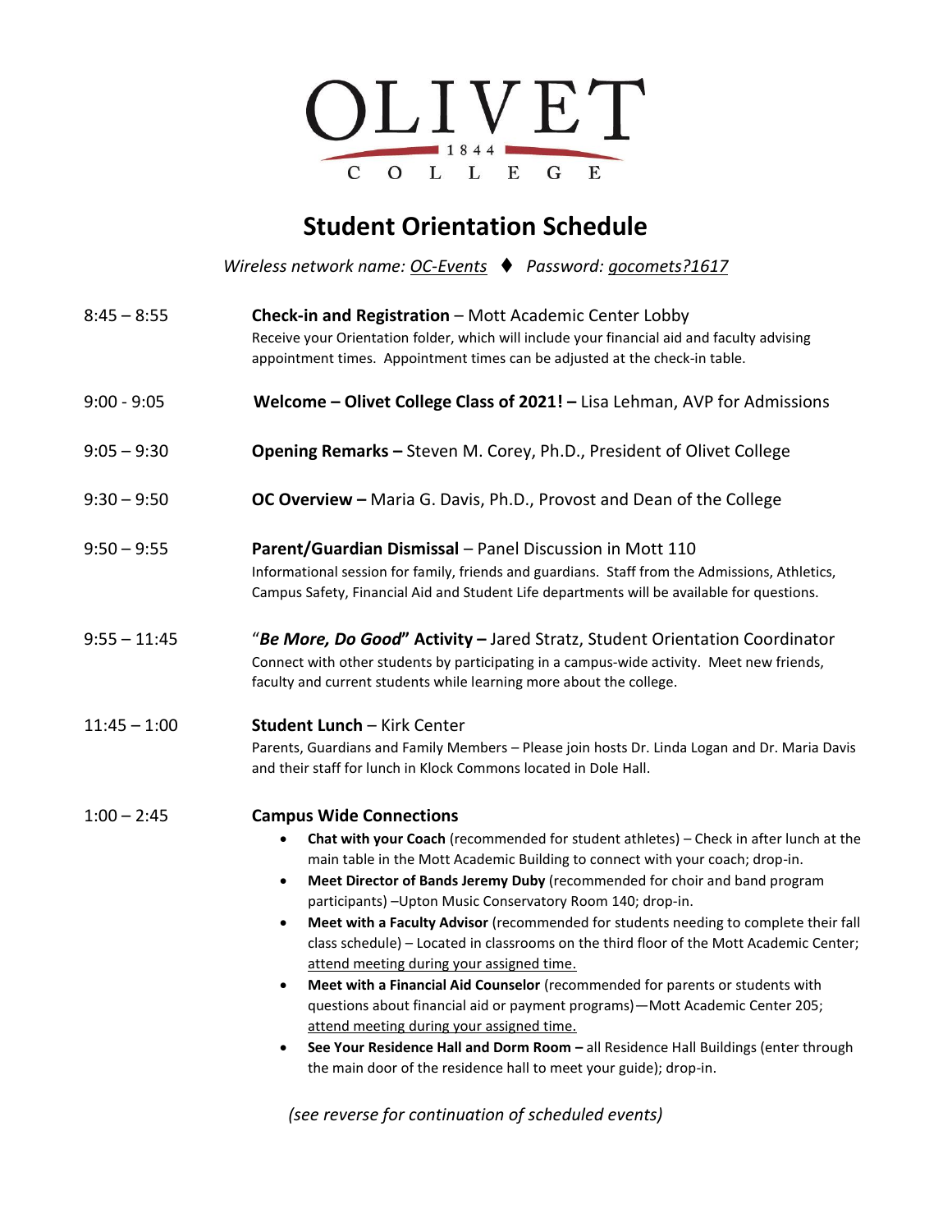# OLIVET COLLEGE
1844

## Student Orientation Schedule

*Wireless network name: OC-Events ♦ Password: gocomets?1617*

**8:45 – 8:55** — **Check-in and Registration** – Mott Academic Center Lobby
Receive your Orientation folder, which will include your financial aid and faculty advising appointment times. Appointment times can be adjusted at the check-in table.

**9:00 - 9:05** — **Welcome – Olivet College Class of 2021! –** Lisa Lehman, AVP for Admissions

**9:05 – 9:30** — **Opening Remarks –** Steven M. Corey, Ph.D., President of Olivet College

**9:30 – 9:50** — **OC Overview –** Maria G. Davis, Ph.D., Provost and Dean of the College

**9:50 – 9:55** — **Parent/Guardian Dismissal** – Panel Discussion in Mott 110
Informational session for family, friends and guardians. Staff from the Admissions, Athletics, Campus Safety, Financial Aid and Student Life departments will be available for questions.

**9:55 – 11:45** — "***Be More, Do Good*" Activity –** Jared Stratz, Student Orientation Coordinator
Connect with other students by participating in a campus-wide activity. Meet new friends, faculty and current students while learning more about the college.

**11:45 – 1:00** — **Student Lunch** – Kirk Center
Parents, Guardians and Family Members – Please join hosts Dr. Linda Logan and Dr. Maria Davis and their staff for lunch in Klock Commons located in Dole Hall.

**1:00 – 2:45** — **Campus Wide Connections**

- **Chat with your Coach** (recommended for student athletes) – Check in after lunch at the main table in the Mott Academic Building to connect with your coach; drop-in.
- **Meet Director of Bands Jeremy Duby** (recommended for choir and band program participants) –Upton Music Conservatory Room 140; drop-in.
- **Meet with a Faculty Advisor** (recommended for students needing to complete their fall class schedule) – Located in classrooms on the third floor of the Mott Academic Center; attend meeting during your assigned time.
- **Meet with a Financial Aid Counselor** (recommended for parents or students with questions about financial aid or payment programs)—Mott Academic Center 205; attend meeting during your assigned time.
- **See Your Residence Hall and Dorm Room –** all Residence Hall Buildings (enter through the main door of the residence hall to meet your guide); drop-in.

*(see reverse for continuation of scheduled events)*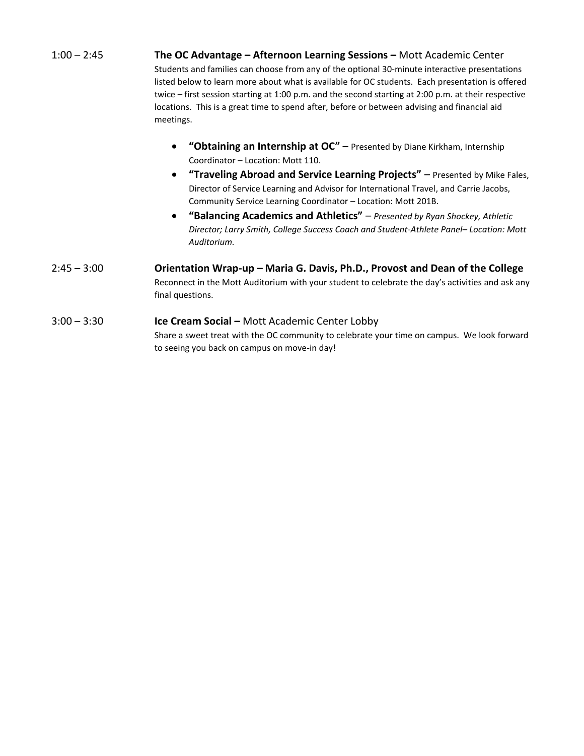1:00 – 2:45 **The OC Advantage – Afternoon Learning Sessions –** Mott Academic Center

Students and families can choose from any of the optional 30-minute interactive presentations listed below to learn more about what is available for OC students. Each presentation is offered twice – first session starting at 1:00 p.m. and the second starting at 2:00 p.m. at their respective locations. This is a great time to spend after, before or between advising and financial aid meetings.

- **"Obtaining an Internship at OC"** – Presented by Diane Kirkham, Internship Coordinator – Location: Mott 110.
- **"Traveling Abroad and Service Learning Projects"** – Presented by Mike Fales, Director of Service Learning and Advisor for International Travel, and Carrie Jacobs, Community Service Learning Coordinator – Location: Mott 201B.
- **"Balancing Academics and Athletics"** – *Presented by Ryan Shockey, Athletic Director; Larry Smith, College Success Coach and Student-Athlete Panel– Location: Mott Auditorium.*

2:45 – 3:00 **Orientation Wrap-up – Maria G. Davis, Ph.D., Provost and Dean of the College**

Reconnect in the Mott Auditorium with your student to celebrate the day's activities and ask any final questions.

3:00 – 3:30 **Ice Cream Social –** Mott Academic Center Lobby

Share a sweet treat with the OC community to celebrate your time on campus. We look forward to seeing you back on campus on move-in day!